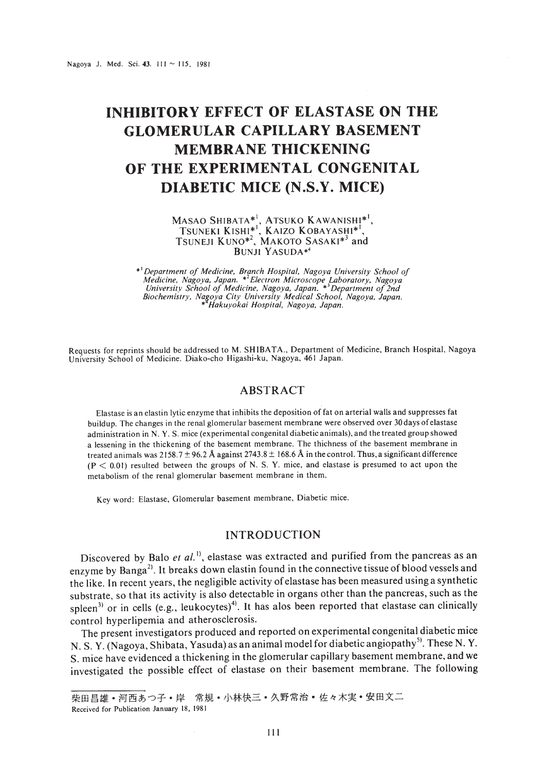# INHIBITORY EFFECT OF ELASTASE ON THE GLOMERULAR CAPILLARY BASEMENT MEMBRANE THICKENING OF THE EXPERIMENTAL CONGENITAL DIABETIC MICE (N.S.Y. MICE)

MASAO SHIBATA*[1], ATSUKO KAWANISHI*[1], TSUNEKI KISHI*[1], KAIZO KOBAYASHI*[1], TSUNEJI KUNO*[2], MAKOTO SASAKI*[3] and BUNJI YASUDA*[4]

*[1] *Department of Medicine, Branch Hospital, Nagoya University School of Medicine, Nagoya, Japan.* *[2] *Electron Microscope Laboratory, Nagoya University School of Medicine, Nagoya, Japan.* *[3] *Department of 2nd Biochemistry, Nagoya City University Medical School, Nagoya, Japan.* *[4] *Hakuyokai Hospital, Nagoya, Japan.*

Requests for reprints should be addressed to M. SHIBATA., Department of Medicine, Branch Hospital, Nagoya University School of Medicine. Diako-cho Higashi-ku, Nagoya, 461 Japan.

## ABSTRACT

Elastase is an elastin lytic enzyme that inhibits the deposition of fat on arterial walls and suppresses fat buildup. The changes in the renal glomerular basement membrane were observed over 30 days of elastase administration in N. Y. S. mice (experimental congenital diabetic animals), and the treated group showed a lessening in the thickening of the basement membrane. The thichness of the basement membrane in treated animals was 2158.7 ± 96.2 Å against 2743.8 ± 168.6 Å in the control. Thus, a significant difference ($P < 0.01$) resulted between the groups of N. S. Y. mice, and elastase is presumed to act upon the metabolism of the renal glomerular basement membrane in them.

Key word: Elastase, Glomerular basement membrane, Diabetic mice.

## INTRODUCTION

Discovered by Balo *et al.*[1], elastase was extracted and purified from the pancreas as an enzyme by Banga[2]. It breaks down elastin found in the connective tissue of blood vessels and the like. In recent years, the negligible activity of elastase has been measured using a synthetic substrate, so that its activity is also detectable in organs other than the pancreas, such as the spleen[3] or in cells (e.g., leukocytes)[4]. It has alos been reported that elastase can clinically control hyperlipemia and atherosclerosis.

The present investigators produced and reported on experimental congenital diabetic mice N. S. Y. (Nagoya, Shibata, Yasuda) as an animal model for diabetic angiopathy[5]. These N. Y. S. mice have evidenced a thickening in the glomerular capillary basement membrane, and we investigated the possible effect of elastase on their basement membrane. The following

柴田昌雄・河西あつ子・岸　常規・小林快三・久野常治・佐々木実・安田文二

Received for Publication January 18, 1981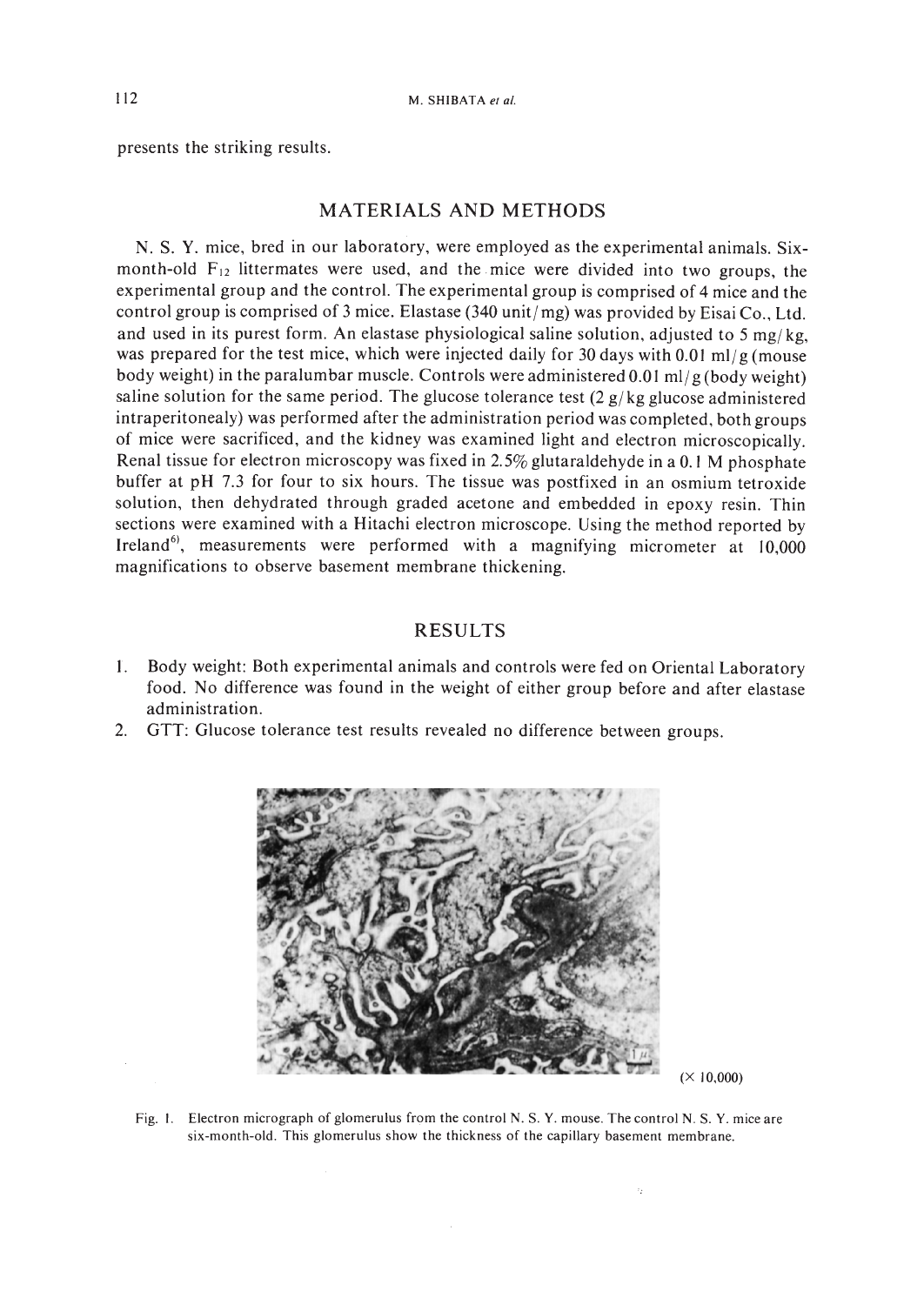presents the striking results.

## MATERIALS AND METHODS

N. S. Y. mice, bred in our laboratory, were employed as the experimental animals. Six-month-old $F_{12}$ littermates were used, and the mice were divided into two groups, the experimental group and the control. The experimental group is comprised of 4 mice and the control group is comprised of 3 mice. Elastase (340 unit/mg) was provided by Eisai Co., Ltd. and used in its purest form. An elastase physiological saline solution, adjusted to 5 mg/kg, was prepared for the test mice, which were injected daily for 30 days with 0.01 ml/g (mouse body weight) in the paralumbar muscle. Controls were administered 0.01 ml/g (body weight) saline solution for the same period. The glucose tolerance test (2 g/kg glucose administered intraperitonealy) was performed after the administration period was completed, both groups of mice were sacrificed, and the kidney was examined light and electron microscopically. Renal tissue for electron microscopy was fixed in 2.5% glutaraldehyde in a 0.1 M phosphate buffer at pH 7.3 for four to six hours. The tissue was postfixed in an osmium tetroxide solution, then dehydrated through graded acetone and embedded in epoxy resin. Thin sections were examined with a Hitachi electron microscope. Using the method reported by Ireland[6], measurements were performed with a magnifying micrometer at 10,000 magnifications to observe basement membrane thickening.

## RESULTS

1. Body weight: Both experimental animals and controls were fed on Oriental Laboratory food. No difference was found in the weight of either group before and after elastase administration.
2. GTT: Glucose tolerance test results revealed no difference between groups.

(× 10,000)

Fig. 1. Electron micrograph of glomerulus from the control N. S. Y. mouse. The control N. S. Y. mice are six-month-old. This glomerulus show the thickness of the capillary basement membrane.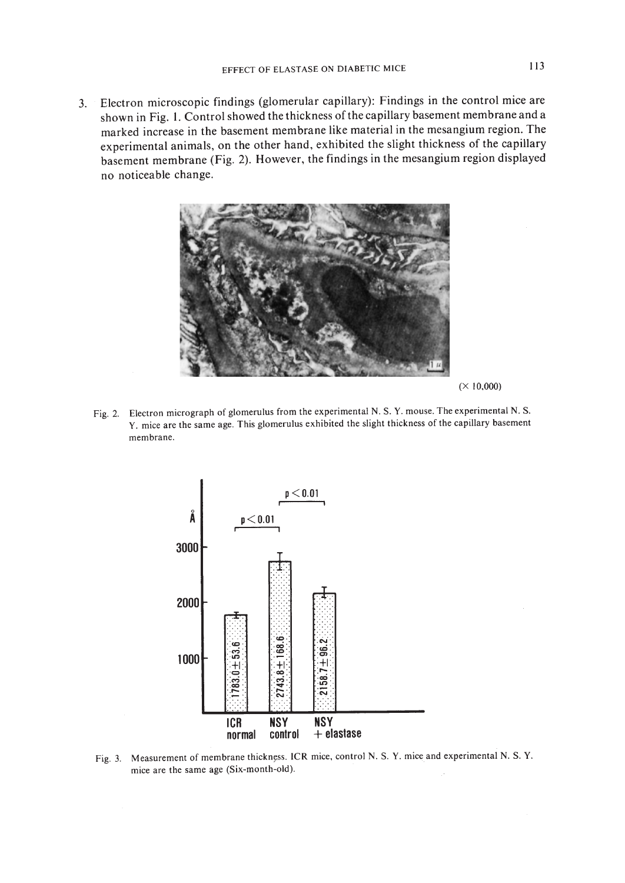3. Electron microscopic findings (glomerular capillary): Findings in the control mice are shown in Fig. 1. Control showed the thickness of the capillary basement membrane and a marked increase in the basement membrane like material in the mesangium region. The experimental animals, on the other hand, exhibited the slight thickness of the capillary basement membrane (Fig. 2). However, the findings in the mesangium region displayed no noticeable change.

(× 10,000)

Fig. 2. Electron micrograph of glomerulus from the experimental N. S. Y. mouse. The experimental N. S. Y. mice are the same age. This glomerulus exhibited the slight thickness of the capillary basement membrane.

| | ICR normal | NSY control | NSY + elastase |
|---|---|---|---|
| Membrane thickness (Å) | 1783.0±53.6 | 2743.8±168.6 | 2158.7±96.2 |

ICR normal vs. NSY control: $p < 0.01$; NSY control vs. NSY + elastase: $p < 0.01$

Fig. 3. Measurement of membrane thickness. ICR mice, control N. S. Y. mice and experimental N. S. Y. mice are the same age (Six-month-old).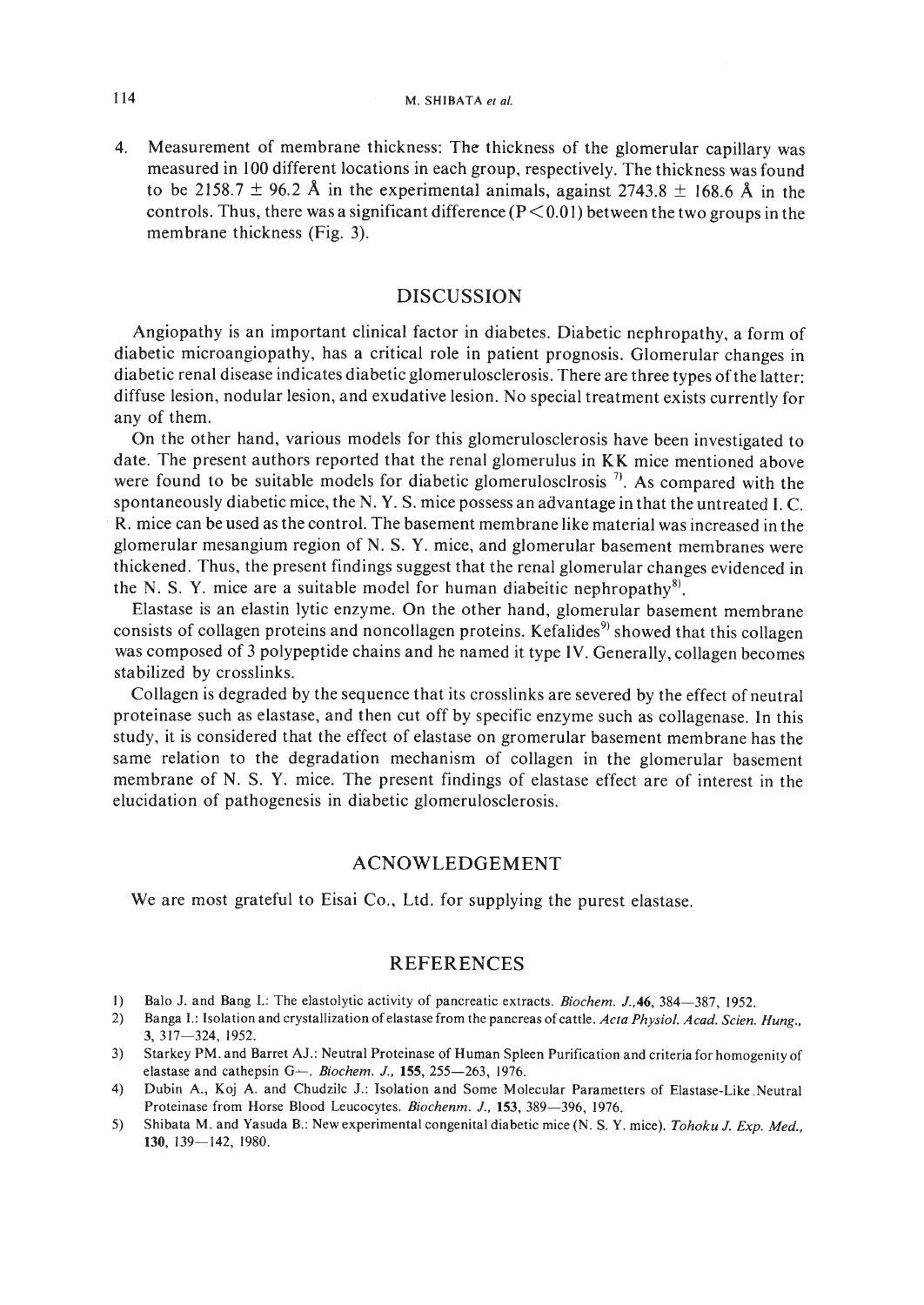4. Measurement of membrane thickness: The thickness of the glomerular capillary was measured in 100 different locations in each group, respectively. The thickness was found to be 2158.7 ± 96.2 Å in the experimental animals, against 2743.8 ± 168.6 Å in the controls. Thus, there was a significant difference ($P < 0.01$) between the two groups in the membrane thickness (Fig. 3).

## DISCUSSION

Angiopathy is an important clinical factor in diabetes. Diabetic nephropathy, a form of diabetic microangiopathy, has a critical role in patient prognosis. Glomerular changes in diabetic renal disease indicates diabetic glomerulosclerosis. There are three types of the latter: diffuse lesion, nodular lesion, and exudative lesion. No special treatment exists currently for any of them.

On the other hand, various models for this glomerulosclerosis have been investigated to date. The present authors reported that the renal glomerulus in KK mice mentioned above were found to be suitable models for diabetic glomerulosclrosis [7]. As compared with the spontaneously diabetic mice, the N. Y. S. mice possess an advantage in that the untreated I. C. R. mice can be used as the control. The basement membrane like material was increased in the glomerular mesangium region of N. S. Y. mice, and glomerular basement membranes were thickened. Thus, the present findings suggest that the renal glomerular changes evidenced in the N. S. Y. mice are a suitable model for human diabeitic nephropathy[8].

Elastase is an elastin lytic enzyme. On the other hand, glomerular basement membrane consists of collagen proteins and noncollagen proteins. Kefalides[9] showed that this collagen was composed of 3 polypeptide chains and he named it type IV. Generally, collagen becomes stabilized by crosslinks.

Collagen is degraded by the sequence that its crosslinks are severed by the effect of neutral proteinase such as elastase, and then cut off by specific enzyme such as collagenase. In this study, it is considered that the effect of elastase on gromerular basement membrane has the same relation to the degradation mechanism of collagen in the glomerular basement membrane of N. S. Y. mice. The present findings of elastase effect are of interest in the elucidation of pathogenesis in diabetic glomerulosclerosis.

## ACNOWLEDGEMENT

We are most grateful to Eisai Co., Ltd. for supplying the purest elastase.

## REFERENCES

1) Balo J. and Bang I.: The elastolytic activity of pancreatic extracts. *Biochem. J.*, **46**, 384—387, 1952.
2) Banga I.: Isolation and crystallization of elastase from the pancreas of cattle. *Acta Physiol. Acad. Scien. Hung.*, 3, 317—324, 1952.
3) Starkey PM. and Barret AJ.: Neutral Proteinase of Human Spleen Purification and criteria for homogenity of elastase and cathepsin G—. *Biochem. J.*, **155**, 255—263, 1976.
4) Dubin A., Koj A. and Chudzilc J.: Isolation and Some Molecular Paramentters of Elastase-Like Neutral Proteinase from Horse Blood Leucocytes. *Biochenm. J.*, **153**, 389—396, 1976.
5) Shibata M. and Yasuda B.: New experimental congenital diabetic mice (N. S. Y. mice). *Tohoku J. Exp. Med.*, **130**, 139—142, 1980.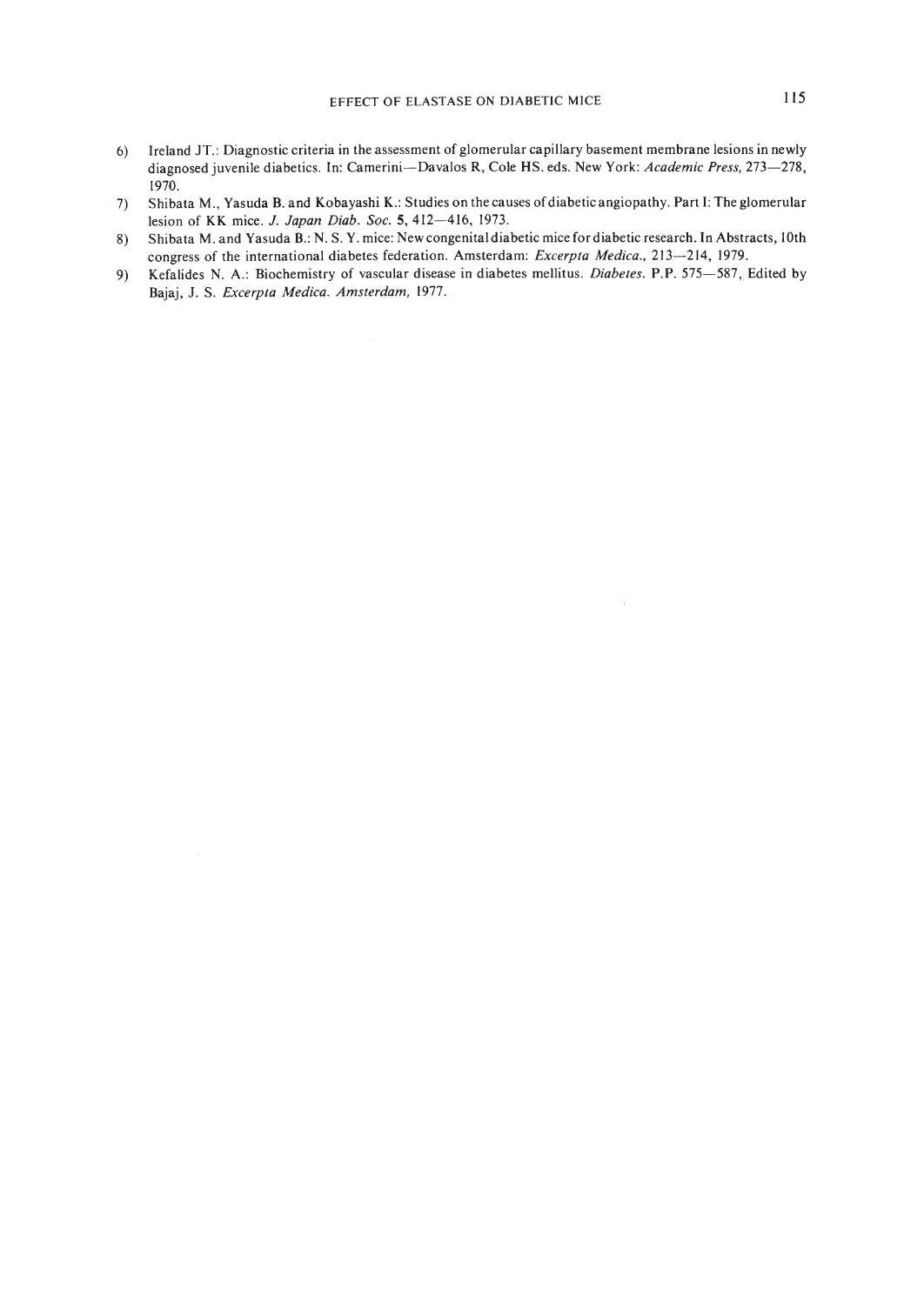6) Ireland JT.: Diagnostic criteria in the assessment of glomerular capillary basement membrane lesions in newly diagnosed juvenile diabetics. In: Camerini—Davalos R, Cole HS. eds. New York: *Academic Press,* 273—278, 1970.
7) Shibata M., Yasuda B. and Kobayashi K.: Studies on the causes of diabetic angiopathy. Part I: The glomerular lesion of KK mice. *J. Japan Diab. Soc.* **5**, 412—416, 1973.
8) Shibata M. and Yasuda B.: N. S. Y. mice: New congenital diabetic mice for diabetic research. In Abstracts, 10th congress of the international diabetes federation. Amsterdam: *Excerpta Medica.,* 213—214, 1979.
9) Kefalides N. A.: Biochemistry of vascular disease in diabetes mellitus. *Diabetes.* P.P. 575—587, Edited by Bajaj, J. S. *Excerpta Medica. Amsterdam,* 1977.